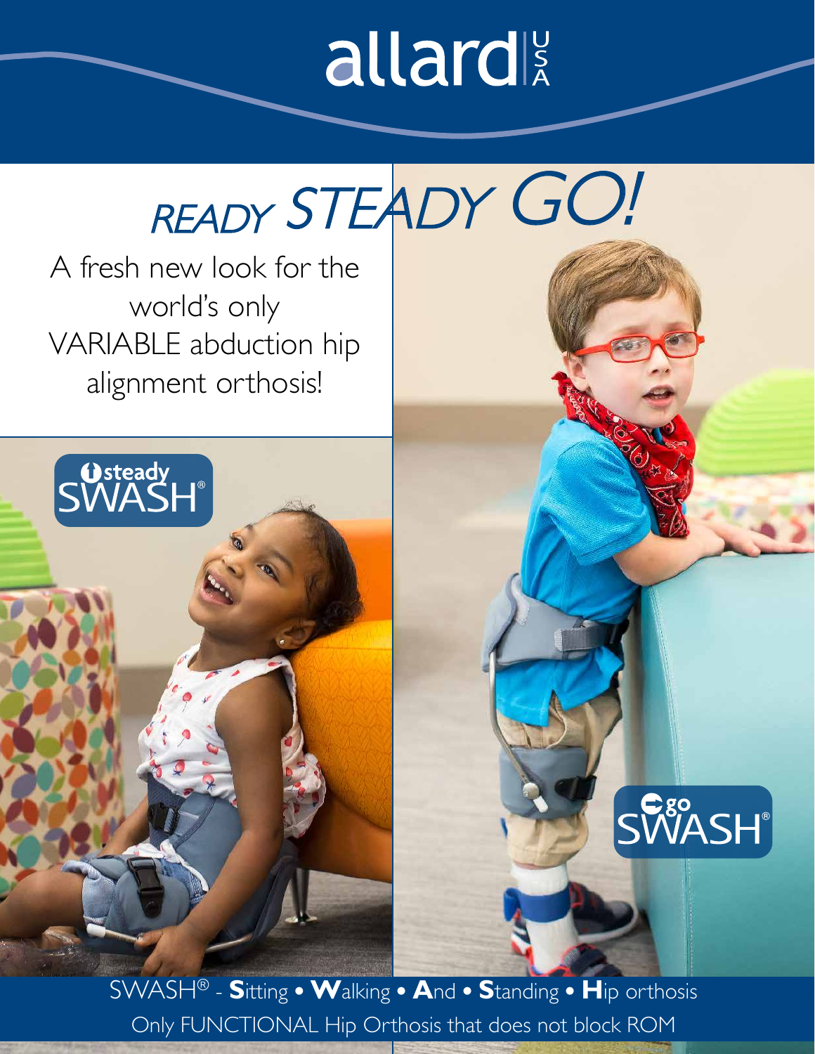allard USA

# READY STEADY GO!

A fresh new look for the world's only VARIABLE abduction hip alignment orthosis!

steady SWASH®

go SWASH®

SWASH® - **S**itting • **W**alking • **A**nd • **S**tanding • **H**ip orthosis

Only FUNCTIONAL Hip Orthosis that does not block ROM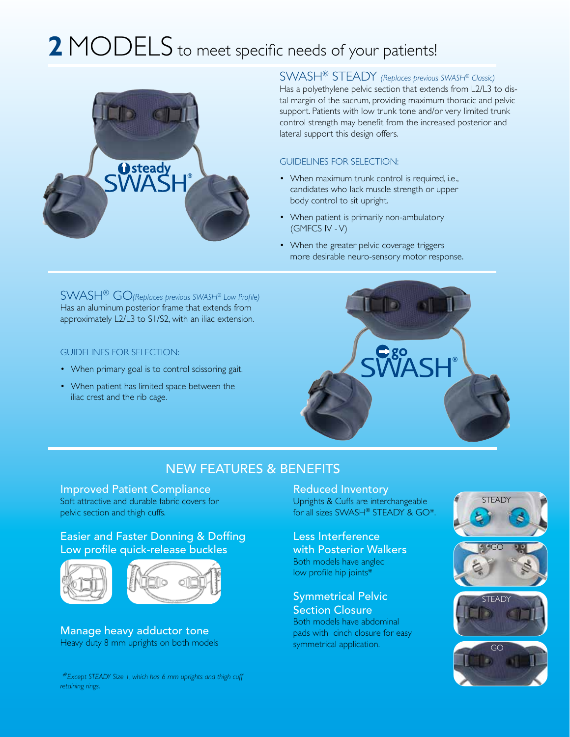# **2** MODELS to meet specific needs of your patients!

## SWASH® STEADY *(Replaces previous SWASH® Classic)*

Has a polyethylene pelvic section that extends from L2/L3 to distal margin of the sacrum, providing maximum thoracic and pelvic support. Patients with low trunk tone and/or very limited trunk control strength may benefit from the increased posterior and lateral support this design offers.

### GUIDELINES FOR SELECTION:

- When maximum trunk control is required, i.e., candidates who lack muscle strength or upper body control to sit upright.
- When patient is primarily non-ambulatory (GMFCS IV - V)
- When the greater pelvic coverage triggers more desirable neuro-sensory motor response.

## SWASH® GO *(Replaces previous SWASH® Low Profile)*

Has an aluminum posterior frame that extends from approximately L2/L3 to S1/S2, with an iliac extension.

### GUIDELINES FOR SELECTION:

- When primary goal is to control scissoring gait.
- When patient has limited space between the iliac crest and the rib cage.

## NEW FEATURES & BENEFITS

### Improved Patient Compliance

Soft attractive and durable fabric covers for pelvic section and thigh cuffs.

### Easier and Faster Donning & Doffing Low profile quick-release buckles

### Manage heavy adductor tone

Heavy duty 8 mm uprights on both models

### Reduced Inventory

Uprights & Cuffs are interchangeable for all sizes SWASH® STEADY & GO*.

### Less Interference with Posterior Walkers

Both models have angled low profile hip joints*

### Symmetrical Pelvic Section Closure

Both models have abdominal pads with cinch closure for easy symmetrical application.

STEADY

GO

STEADY

GO

*\*Except STEADY Size 1, which has 6 mm uprights and thigh cuff retaining rings.*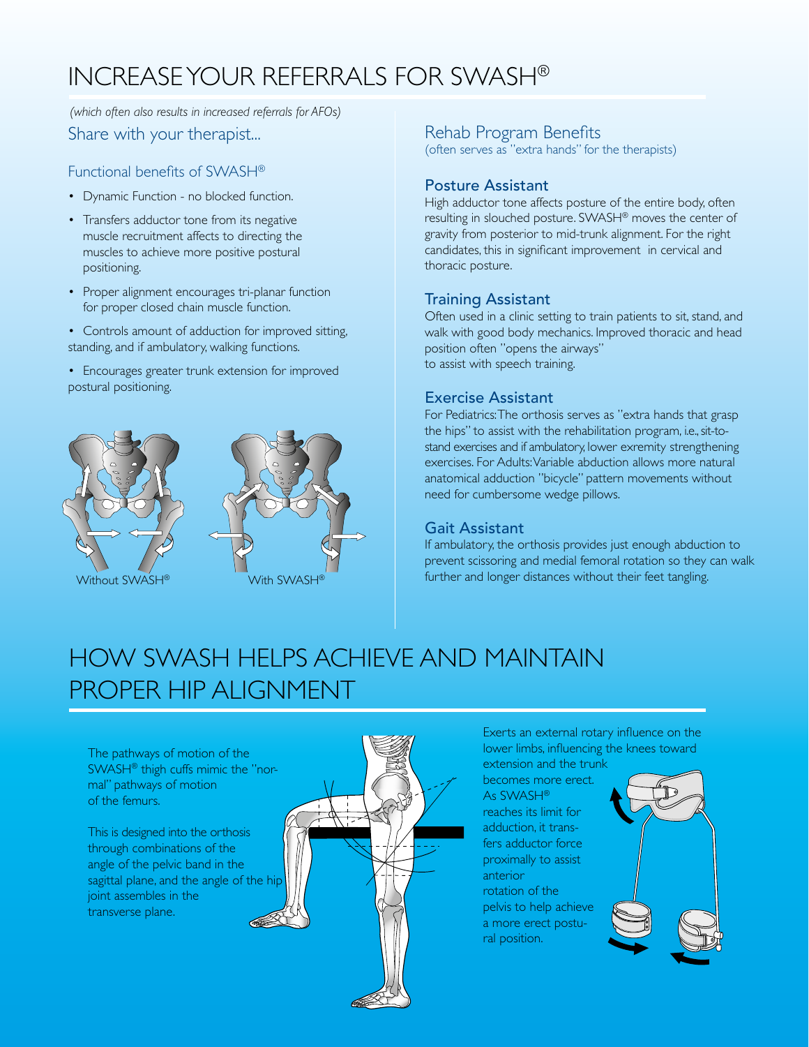# INCREASE YOUR REFERRALS FOR SWASH®

*(which often also results in increased referrals for AFOs)*

## Share with your therapist...

### Functional benefits of SWASH®

- Dynamic Function - no blocked function.
- Transfers adductor tone from its negative muscle recruitment affects to directing the muscles to achieve more positive postural positioning.
- Proper alignment encourages tri-planar function for proper closed chain muscle function.
- Controls amount of adduction for improved sitting, standing, and if ambulatory, walking functions.
- Encourages greater trunk extension for improved postural positioning.

Without SWASH®

With SWASH®

## Rehab Program Benefits

(often serves as "extra hands" for the therapists)

### Posture Assistant

High adductor tone affects posture of the entire body, often resulting in slouched posture. SWASH® moves the center of gravity from posterior to mid-trunk alignment. For the right candidates, this in significant improvement in cervical and thoracic posture.

### Training Assistant

Often used in a clinic setting to train patients to sit, stand, and walk with good body mechanics. Improved thoracic and head position often "opens the airways" to assist with speech training.

### Exercise Assistant

For Pediatrics: The orthosis serves as "extra hands that grasp the hips" to assist with the rehabilitation program, i.e., sit-to-stand exercises and if ambulatory, lower exremity strengthening exercises. For Adults: Variable abduction allows more natural anatomical adduction "bicycle" pattern movements without need for cumbersome wedge pillows.

### Gait Assistant

If ambulatory, the orthosis provides just enough abduction to prevent scissoring and medial femoral rotation so they can walk further and longer distances without their feet tangling.

# HOW SWASH HELPS ACHIEVE AND MAINTAIN PROPER HIP ALIGNMENT

The pathways of motion of the SWASH® thigh cuffs mimic the "normal" pathways of motion of the femurs.

This is designed into the orthosis through combinations of the angle of the pelvic band in the sagittal plane, and the angle of the hip joint assembles in the transverse plane.

Exerts an external rotary influence on the lower limbs, influencing the knees toward extension and the trunk becomes more erect. As SWASH® reaches its limit for adduction, it transfers adductor force proximally to assist anterior rotation of the pelvis to help achieve a more erect postural position.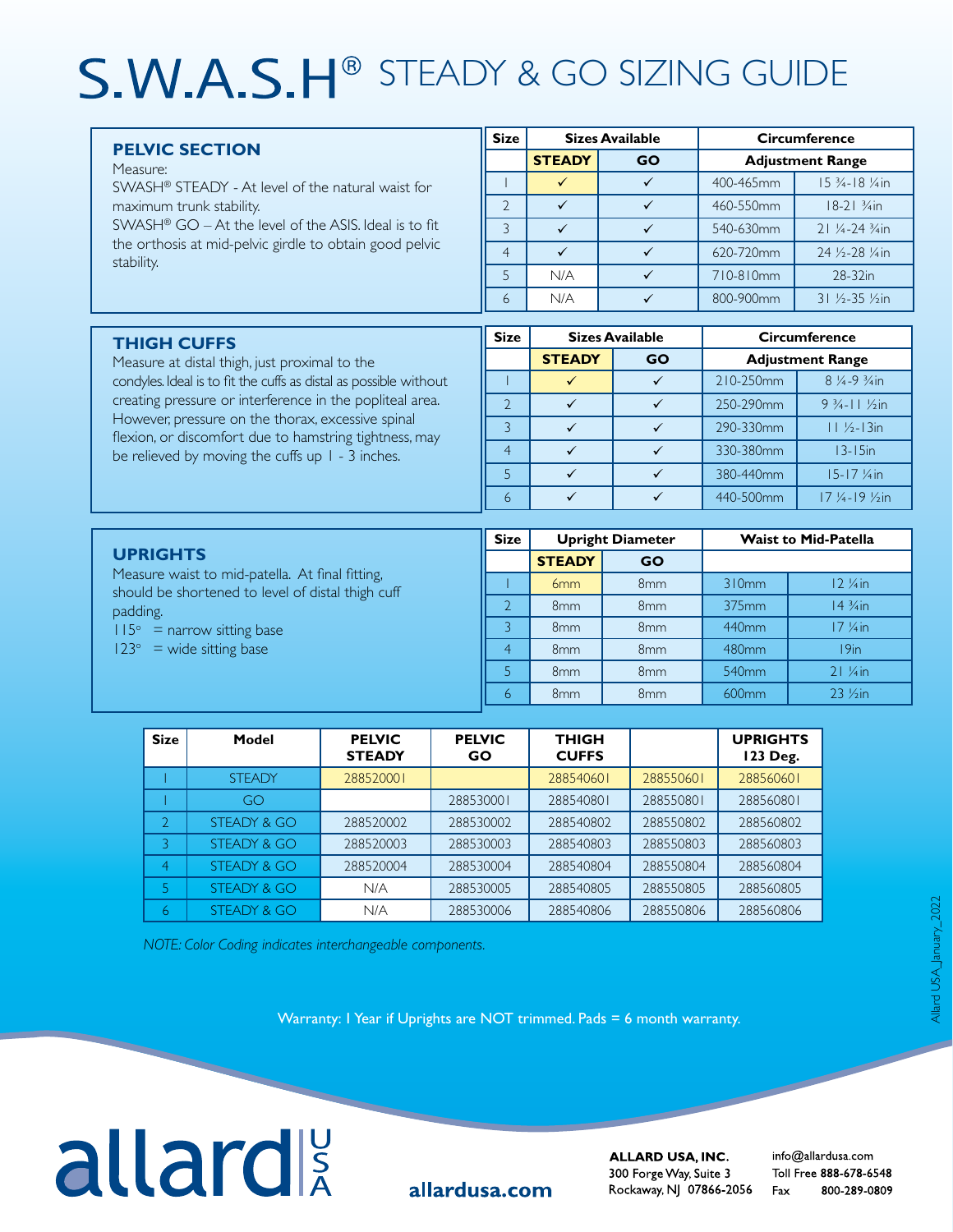# S.W.A.S.H® STEADY & GO SIZING GUIDE

## PELVIC SECTION

Measure:
SWASH® STEADY - At level of the natural waist for maximum trunk stability.
SWASH® GO – At the level of the ASIS. Ideal is to fit the orthosis at mid-pelvic girdle to obtain good pelvic stability.

| Size | Sizes Available | | Circumference | |
|---|---|---|---|---|
| | STEADY | GO | Adjustment Range | |
| 1 | ✓ | ✓ | 400-465mm | 15 ¾-18 ¼in |
| 2 | ✓ | ✓ | 460-550mm | 18-21 ¾in |
| 3 | ✓ | ✓ | 540-630mm | 21 ¼-24 ¾in |
| 4 | ✓ | ✓ | 620-720mm | 24 ½-28 ¼in |
| 5 | N/A | ✓ | 710-810mm | 28-32in |
| 6 | N/A | ✓ | 800-900mm | 31 ½-35 ½in |

## THIGH CUFFS

Measure at distal thigh, just proximal to the condyles. Ideal is to fit the cuffs as distal as possible without creating pressure or interference in the popliteal area. However, pressure on the thorax, excessive spinal flexion, or discomfort due to hamstring tightness, may be relieved by moving the cuffs up 1 - 3 inches.

| Size | Sizes Available | | Circumference | |
|---|---|---|---|---|
| | STEADY | GO | Adjustment Range | |
| 1 | ✓ | ✓ | 210-250mm | 8 ¼-9 ¾in |
| 2 | ✓ | ✓ | 250-290mm | 9 ¾-11 ½in |
| 3 | ✓ | ✓ | 290-330mm | 11 ½-13in |
| 4 | ✓ | ✓ | 330-380mm | 13-15in |
| 5 | ✓ | ✓ | 380-440mm | 15-17 ¼in |
| 6 | ✓ | ✓ | 440-500mm | 17 ¼-19 ½in |

## UPRIGHTS

Measure waist to mid-patella. At final fitting, should be shortened to level of distal thigh cuff padding.
115° = narrow sitting base
123° = wide sitting base

| Size | Upright Diameter | | Waist to Mid-Patella | |
|---|---|---|---|---|
| | STEADY | GO | | |
| 1 | 6mm | 8mm | 310mm | 12 ¼in |
| 2 | 8mm | 8mm | 375mm | 14 ¾in |
| 3 | 8mm | 8mm | 440mm | 17 ¼in |
| 4 | 8mm | 8mm | 480mm | 19in |
| 5 | 8mm | 8mm | 540mm | 21 ¼in |
| 6 | 8mm | 8mm | 600mm | 23 ½in |

| Size | Model | PELVIC STEADY | PELVIC GO | THIGH CUFFS | | UPRIGHTS 123 Deg. |
|---|---|---|---|---|---|---|
| 1 | STEADY | 288520001 | | 288540601 | 288550601 | 288560601 |
| 1 | GO | | 288530001 | 288540801 | 288550801 | 288560801 |
| 2 | STEADY & GO | 288520002 | 288530002 | 288540802 | 288550802 | 288560802 |
| 3 | STEADY & GO | 288520003 | 288530003 | 288540803 | 288550803 | 288560803 |
| 4 | STEADY & GO | 288520004 | 288530004 | 288540804 | 288550804 | 288560804 |
| 5 | STEADY & GO | N/A | 288530005 | 288540805 | 288550805 | 288560805 |
| 6 | STEADY & GO | N/A | 288530006 | 288540806 | 288550806 | 288560806 |

*NOTE: Color Coding indicates interchangeable components.*

Warranty: 1 Year if Uprights are NOT trimmed. Pads = 6 month warranty.

Allard USA_January_2022

allard USA

allardusa.com

**ALLARD USA, INC.**
300 Forge Way, Suite 3
Rockaway, NJ 07866-2056

info@allardusa.com
Toll Free 888-678-6548
Fax 800-289-0809